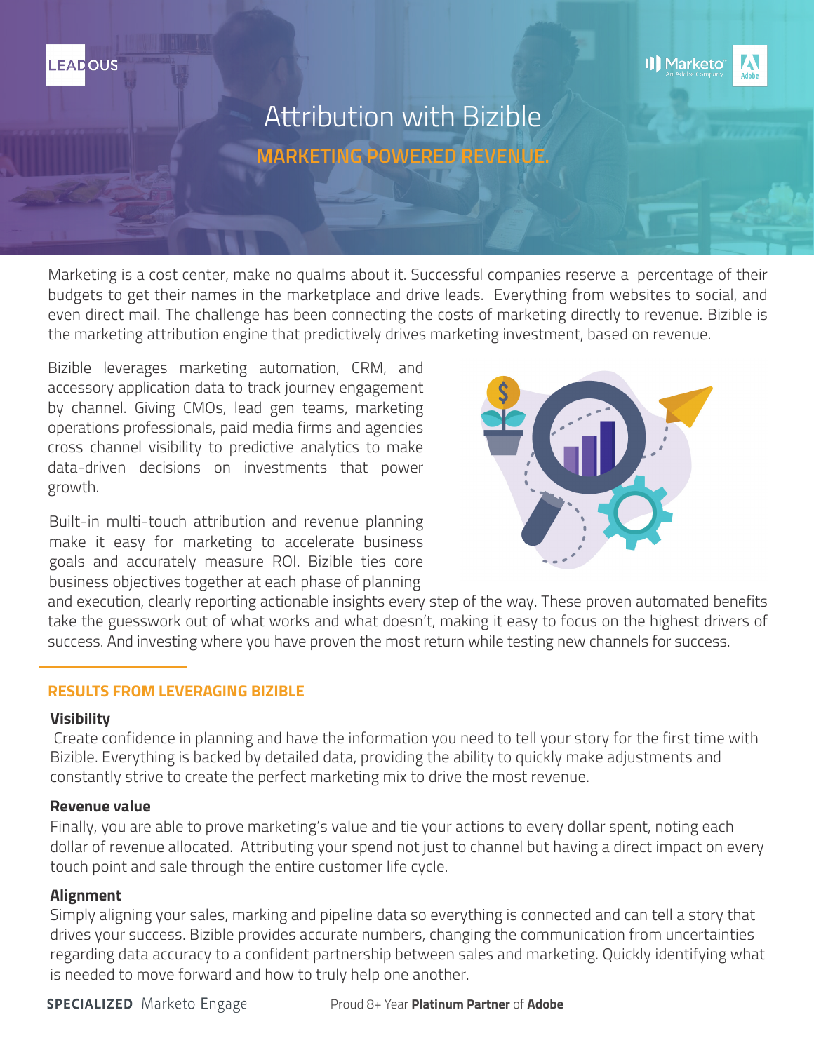# Attribution with Bizible

## MARKETING POWERED REVENUE.

Marketing is a cost center, make no qualms about it. Successful companies reserve a percentage of their budgets to get their names in the marketplace and drive leads. Everything from websites to social, and even direct mail. The challenge has been connecting the costs of marketing directly to revenue. Bizible is the marketing attribution engine that predictively drives marketing investment, based on revenue.

Bizible leverages marketing automation, CRM, and accessory application data to track journey engagement by channel. Giving CMOs, lead gen teams, marketing operations professionals, paid media firms and agencies cross channel visibility to predictive analytics to make data-driven decisions on investments that power growth.

Built-in multi-touch attribution and revenue planning make it easy for marketing to accelerate business goals and accurately measure ROI. Bizible ties core business objectives together at each phase of planning and execution, clearly reporting actionable insights every step of the way. These proven automated benefits take the guesswork out of what works and what doesn't, making it easy to focus on the highest drivers of success. And investing where you have proven the most return while testing new channels for success.

### RESULTS FROM LEVERAGING BIZIBLE

**Visibility**

Create confidence in planning and have the information you need to tell your story for the first time with Bizible. Everything is backed by detailed data, providing the ability to quickly make adjustments and constantly strive to create the perfect marketing mix to drive the most revenue.

**Revenue value**

Finally, you are able to prove marketing's value and tie your actions to every dollar spent, noting each dollar of revenue allocated. Attributing your spend not just to channel but having a direct impact on every touch point and sale through the entire customer life cycle.

**Alignment**

Simply aligning your sales, marking and pipeline data so everything is connected and can tell a story that drives your success. Bizible provides accurate numbers, changing the communication from uncertainties regarding data accuracy to a confident partnership between sales and marketing. Quickly identifying what is needed to move forward and how to truly help one another.

**SPECIALIZED** Marketo Engage    Proud 8+ Year **Platinum Partner** of **Adobe**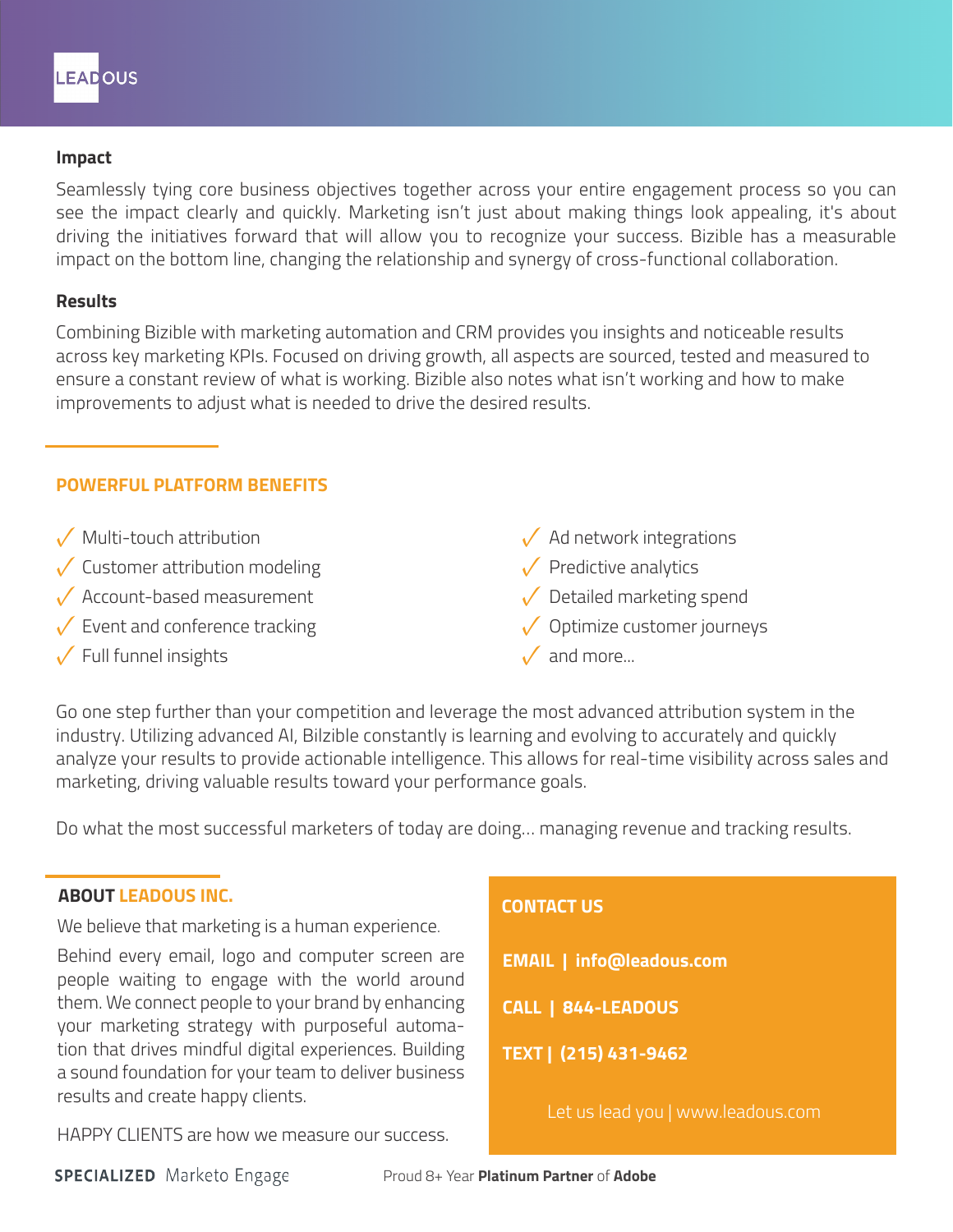LEADOUS

### Impact

Seamlessly tying core business objectives together across your entire engagement process so you can see the impact clearly and quickly. Marketing isn't just about making things look appealing, it's about driving the initiatives forward that will allow you to recognize your success. Bizible has a measurable impact on the bottom line, changing the relationship and synergy of cross-functional collaboration.

### Results

Combining Bizible with marketing automation and CRM provides you insights and noticeable results across key marketing KPIs. Focused on driving growth, all aspects are sourced, tested and measured to ensure a constant review of what is working. Bizible also notes what isn't working and how to make improvements to adjust what is needed to drive the desired results.

## POWERFUL PLATFORM BENEFITS

- ✓ Multi-touch attribution
- ✓ Customer attribution modeling
- ✓ Account-based measurement
- ✓ Event and conference tracking
- ✓ Full funnel insights
- ✓ Ad network integrations
- ✓ Predictive analytics
- ✓ Detailed marketing spend
- ✓ Optimize customer journeys
- ✓ and more...

Go one step further than your competition and leverage the most advanced attribution system in the industry. Utilizing advanced AI, Bilzible constantly is learning and evolving to accurately and quickly analyze your results to provide actionable intelligence. This allows for real-time visibility across sales and marketing, driving valuable results toward your performance goals.

Do what the most successful marketers of today are doing... managing revenue and tracking results.

## ABOUT LEADOUS INC.

We believe that marketing is a human experience.

Behind every email, logo and computer screen are people waiting to engage with the world around them. We connect people to your brand by enhancing your marketing strategy with purposeful automation that drives mindful digital experiences. Building a sound foundation for your team to deliver business results and create happy clients.

HAPPY CLIENTS are how we measure our success.

## CONTACT US

**EMAIL | info@leadous.com**

**CALL | 844-LEADOUS**

**TEXT | (215) 431-9462**

Let us lead you | www.leadous.com

**SPECIALIZED** Marketo Engage

Proud 8+ Year **Platinum Partner** of **Adobe**